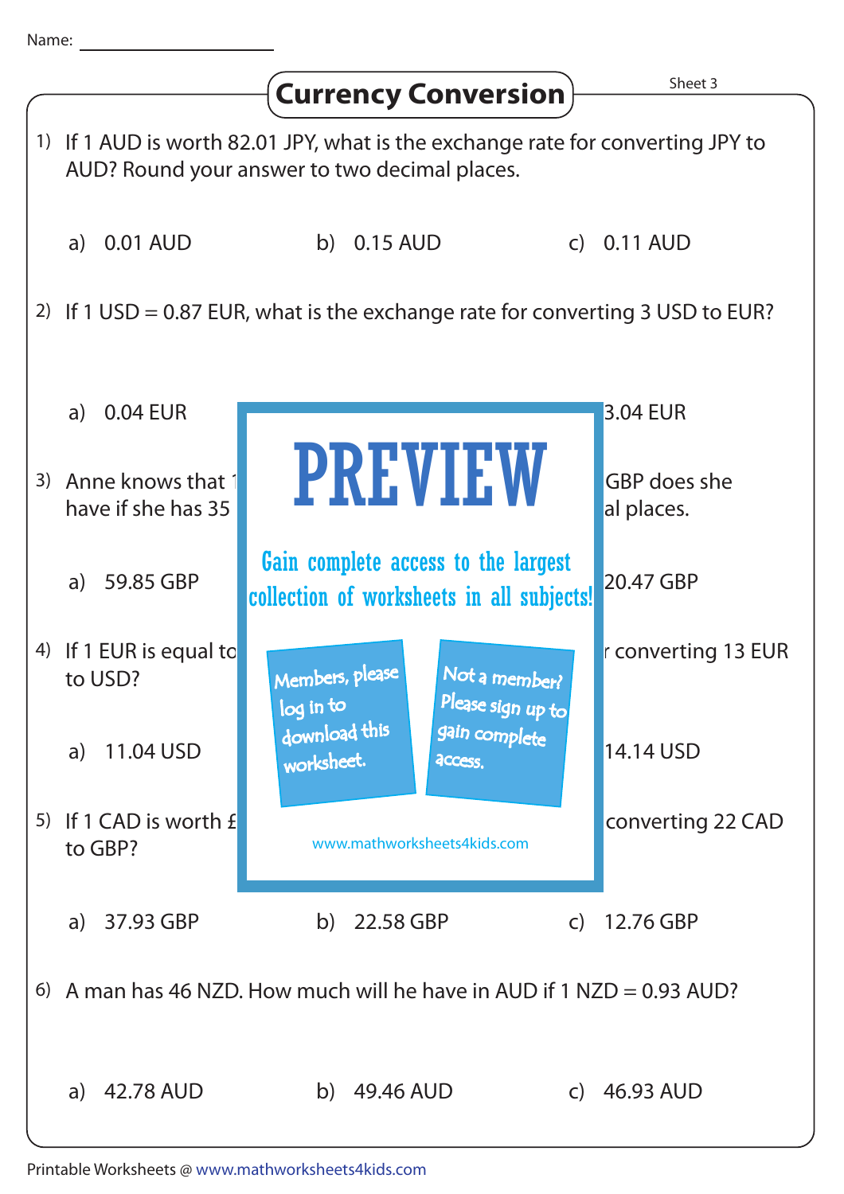Name: ___________________

# Currency Conversion

Sheet 3

1) If 1 AUD is worth 82.01 JPY, what is the exchange rate for converting JPY to AUD? Round your answer to two decimal places.

a) 0.01 AUD  b) 0.15 AUD  c) 0.11 AUD

2) If 1 USD = 0.87 EUR, what is the exchange rate for converting 3 USD to EUR?

a) 0.04 EUR  c) 3.04 EUR

3) Anne knows that 1 ... GBP does she have if she has 35 ... al places.

a) 59.85 GBP  c) 20.47 GBP

PREVIEW

Gain complete access to the largest collection of worksheets in all subjects!

Members, please log in to download this worksheet.

Not a member? Please sign up to gain complete access.

www.mathworksheets4kids.com

4) If 1 EUR is equal to ... r converting 13 EUR to USD?

a) 11.04 USD  c) 14.14 USD

5) If 1 CAD is worth £ ... converting 22 CAD to GBP?

a) 37.93 GBP  b) 22.58 GBP  c) 12.76 GBP

6) A man has 46 NZD. How much will he have in AUD if 1 NZD = 0.93 AUD?

a) 42.78 AUD  b) 49.46 AUD  c) 46.93 AUD

Printable Worksheets @ www.mathworksheets4kids.com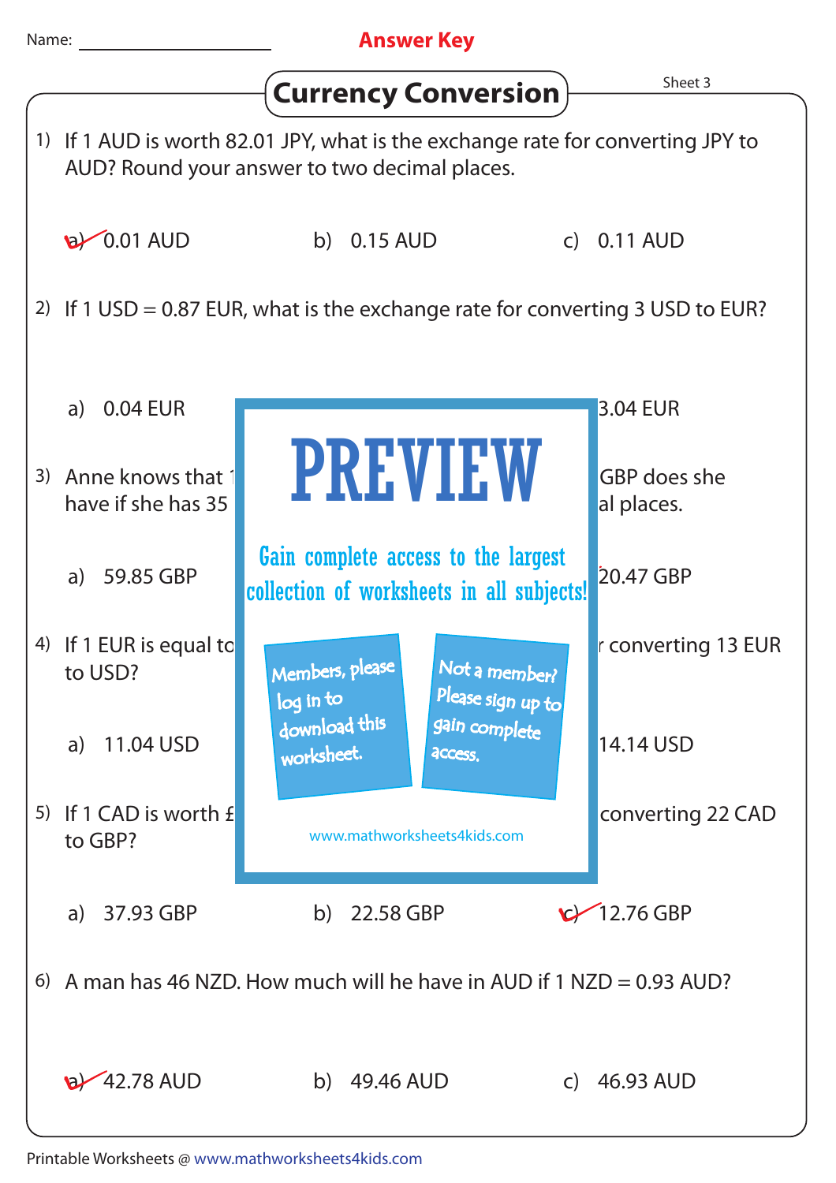Name: ____________________

**Answer Key**

# Currency Conversion

Sheet 3

1) If 1 AUD is worth 82.01 JPY, what is the exchange rate for converting JPY to AUD? Round your answer to two decimal places.

a) 0.01 AUD ✓    b) 0.15 AUD    c) 0.11 AUD

2) If 1 USD = 0.87 EUR, what is the exchange rate for converting 3 USD to EUR?

a) 0.04 EUR    3.04 EUR

3) Anne knows that 1 ... GBP does she have if she has 35 ... al places.

a) 59.85 GBP    20.47 GBP

4) If 1 EUR is equal to ... converting 13 EUR to USD?

a) 11.04 USD    14.14 USD

5) If 1 CAD is worth £ ... converting 22 CAD to GBP?

a) 37.93 GBP    b) 22.58 GBP    c) 12.76 GBP ✓

6) A man has 46 NZD. How much will he have in AUD if 1 NZD = 0.93 AUD?

a) 42.78 AUD ✓    b) 49.46 AUD    c) 46.93 AUD

PREVIEW

Gain complete access to the largest collection of worksheets in all subjects!

Members, please log in to download this worksheet.

Not a member? Please sign up to gain complete access.

www.mathworksheets4kids.com

Printable Worksheets @ www.mathworksheets4kids.com